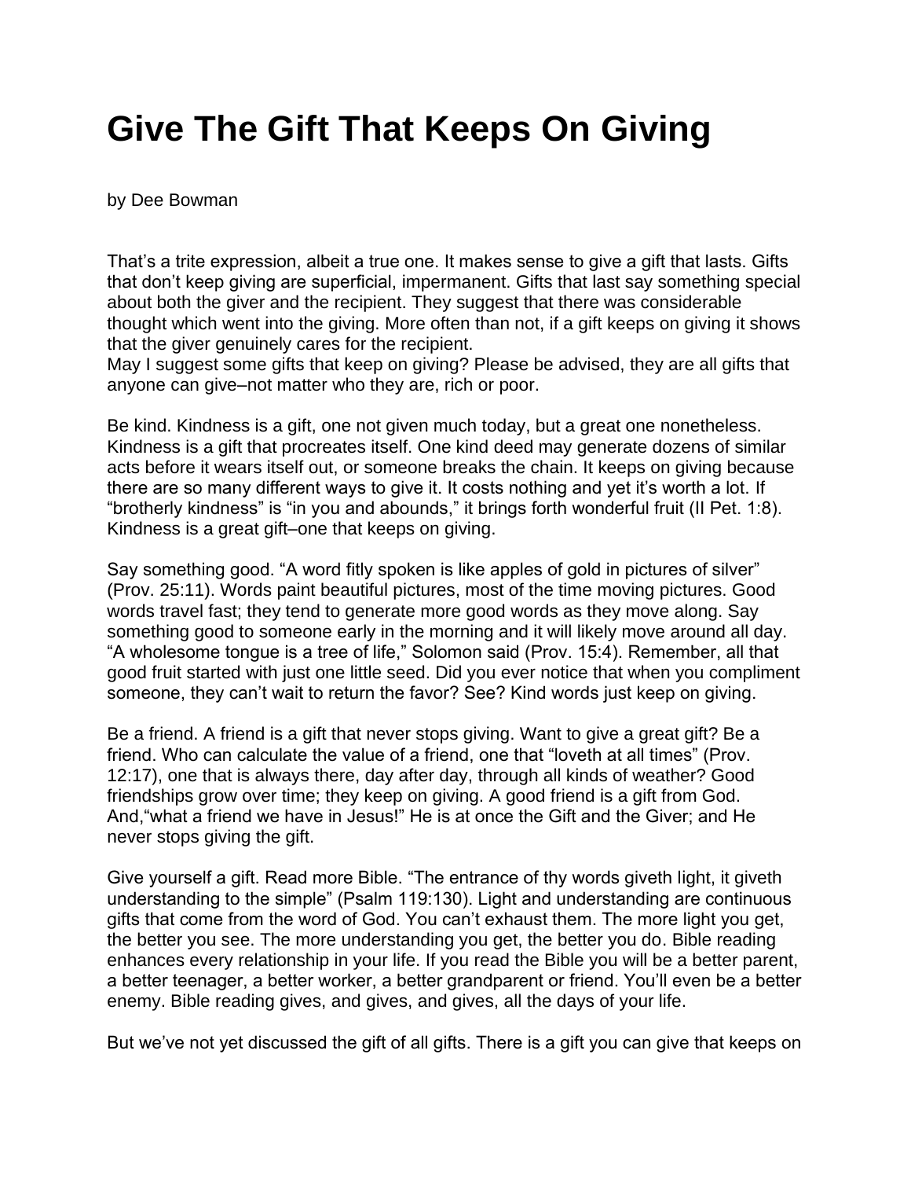# Give The Gift That Keeps On Giving

by Dee Bowman

That's a trite expression, albeit a true one. It makes sense to give a gift that lasts. Gifts that don't keep giving are superficial, impermanent. Gifts that last say something special about both the giver and the recipient. They suggest that there was considerable thought which went into the giving. More often than not, if a gift keeps on giving it shows that the giver genuinely cares for the recipient.
May I suggest some gifts that keep on giving? Please be advised, they are all gifts that anyone can give–not matter who they are, rich or poor.

Be kind. Kindness is a gift, one not given much today, but a great one nonetheless. Kindness is a gift that procreates itself. One kind deed may generate dozens of similar acts before it wears itself out, or someone breaks the chain. It keeps on giving because there are so many different ways to give it. It costs nothing and yet it's worth a lot. If "brotherly kindness" is "in you and abounds," it brings forth wonderful fruit (II Pet. 1:8). Kindness is a great gift–one that keeps on giving.

Say something good. "A word fitly spoken is like apples of gold in pictures of silver" (Prov. 25:11). Words paint beautiful pictures, most of the time moving pictures. Good words travel fast; they tend to generate more good words as they move along. Say something good to someone early in the morning and it will likely move around all day. "A wholesome tongue is a tree of life," Solomon said (Prov. 15:4). Remember, all that good fruit started with just one little seed. Did you ever notice that when you compliment someone, they can't wait to return the favor? See? Kind words just keep on giving.

Be a friend. A friend is a gift that never stops giving. Want to give a great gift? Be a friend. Who can calculate the value of a friend, one that "loveth at all times" (Prov. 12:17), one that is always there, day after day, through all kinds of weather? Good friendships grow over time; they keep on giving. A good friend is a gift from God. And,"what a friend we have in Jesus!" He is at once the Gift and the Giver; and He never stops giving the gift.

Give yourself a gift. Read more Bible. "The entrance of thy words giveth light, it giveth understanding to the simple" (Psalm 119:130). Light and understanding are continuous gifts that come from the word of God. You can't exhaust them. The more light you get, the better you see. The more understanding you get, the better you do. Bible reading enhances every relationship in your life. If you read the Bible you will be a better parent, a better teenager, a better worker, a better grandparent or friend. You'll even be a better enemy. Bible reading gives, and gives, and gives, all the days of your life.

But we've not yet discussed the gift of all gifts. There is a gift you can give that keeps on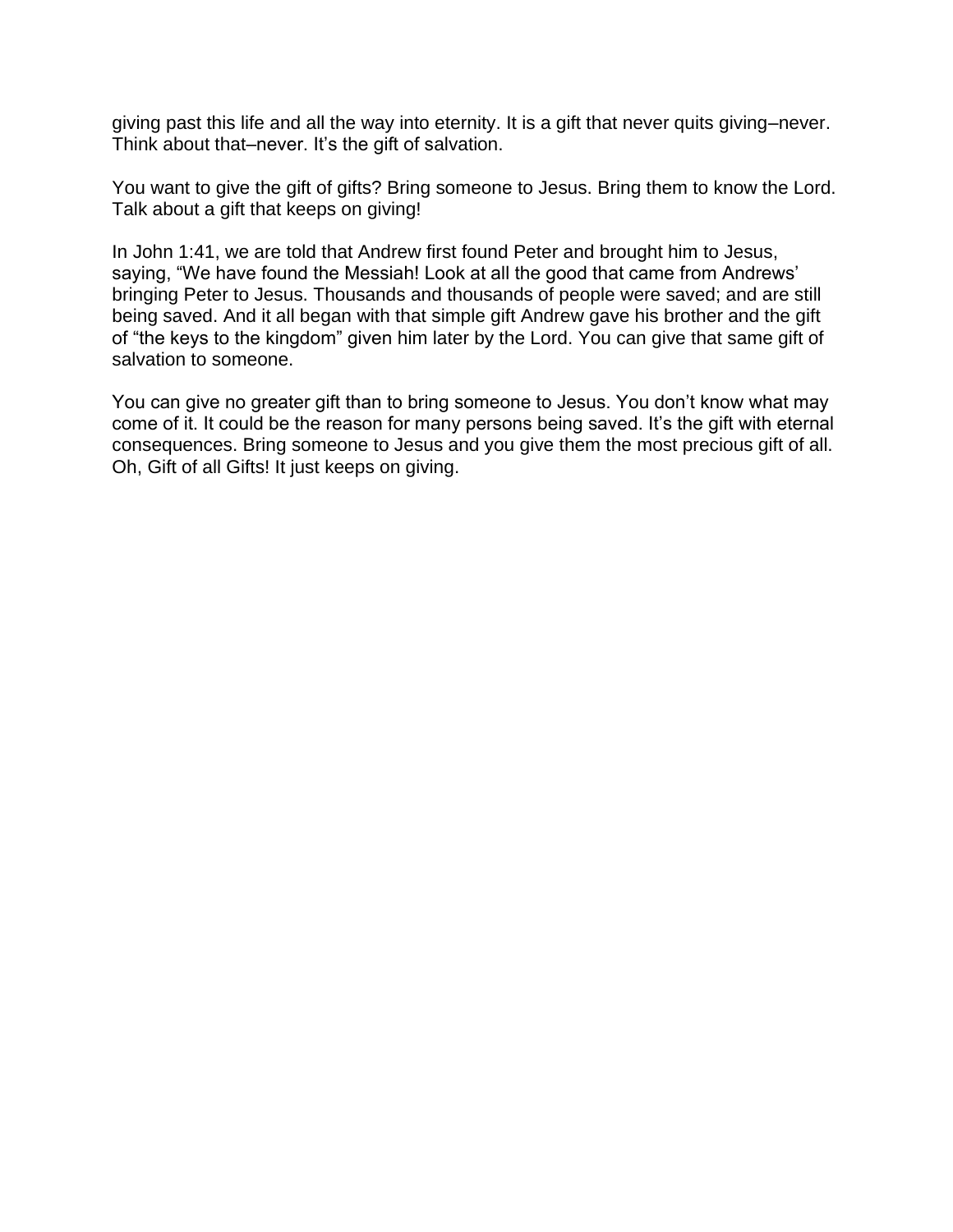giving past this life and all the way into eternity. It is a gift that never quits giving–never. Think about that–never. It's the gift of salvation.

You want to give the gift of gifts? Bring someone to Jesus. Bring them to know the Lord. Talk about a gift that keeps on giving!

In John 1:41, we are told that Andrew first found Peter and brought him to Jesus, saying, "We have found the Messiah! Look at all the good that came from Andrews' bringing Peter to Jesus. Thousands and thousands of people were saved; and are still being saved. And it all began with that simple gift Andrew gave his brother and the gift of "the keys to the kingdom" given him later by the Lord. You can give that same gift of salvation to someone.

You can give no greater gift than to bring someone to Jesus. You don't know what may come of it. It could be the reason for many persons being saved. It's the gift with eternal consequences. Bring someone to Jesus and you give them the most precious gift of all. Oh, Gift of all Gifts! It just keeps on giving.